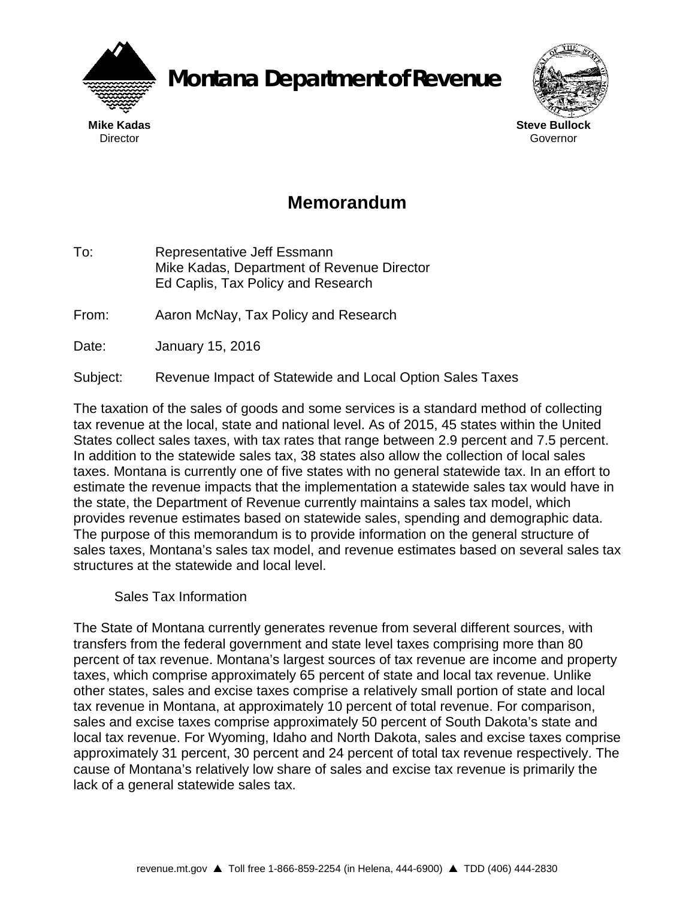# Montana Department of Revenue

**Mike Kadas**
Director

**Steve Bullock**
Governor

## Memorandum

To: Representative Jeff Essmann
Mike Kadas, Department of Revenue Director
Ed Caplis, Tax Policy and Research

From: Aaron McNay, Tax Policy and Research

Date: January 15, 2016

Subject: Revenue Impact of Statewide and Local Option Sales Taxes

The taxation of the sales of goods and some services is a standard method of collecting tax revenue at the local, state and national level. As of 2015, 45 states within the United States collect sales taxes, with tax rates that range between 2.9 percent and 7.5 percent. In addition to the statewide sales tax, 38 states also allow the collection of local sales taxes. Montana is currently one of five states with no general statewide tax. In an effort to estimate the revenue impacts that the implementation a statewide sales tax would have in the state, the Department of Revenue currently maintains a sales tax model, which provides revenue estimates based on statewide sales, spending and demographic data. The purpose of this memorandum is to provide information on the general structure of sales taxes, Montana's sales tax model, and revenue estimates based on several sales tax structures at the statewide and local level.

### Sales Tax Information

The State of Montana currently generates revenue from several different sources, with transfers from the federal government and state level taxes comprising more than 80 percent of tax revenue. Montana's largest sources of tax revenue are income and property taxes, which comprise approximately 65 percent of state and local tax revenue. Unlike other states, sales and excise taxes comprise a relatively small portion of state and local tax revenue in Montana, at approximately 10 percent of total revenue. For comparison, sales and excise taxes comprise approximately 50 percent of South Dakota's state and local tax revenue. For Wyoming, Idaho and North Dakota, sales and excise taxes comprise approximately 31 percent, 30 percent and 24 percent of total tax revenue respectively. The cause of Montana's relatively low share of sales and excise tax revenue is primarily the lack of a general statewide sales tax.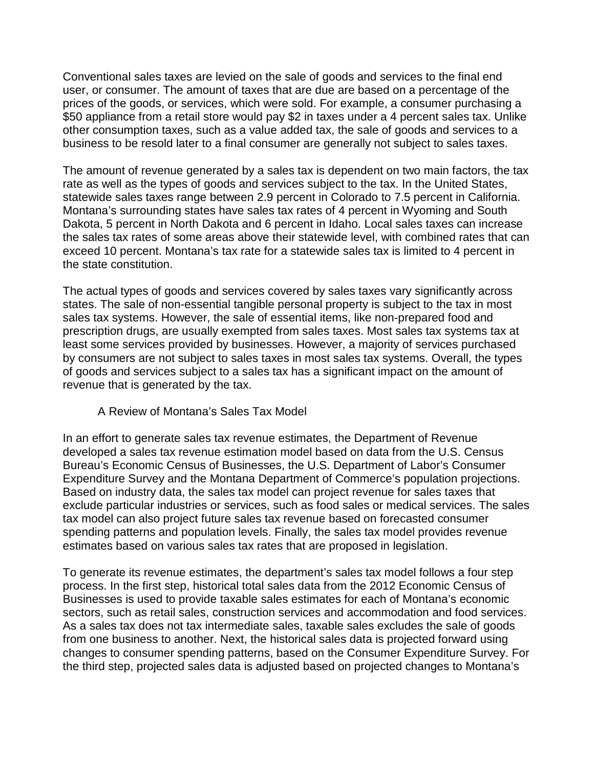Conventional sales taxes are levied on the sale of goods and services to the final end user, or consumer. The amount of taxes that are due are based on a percentage of the prices of the goods, or services, which were sold. For example, a consumer purchasing a $50 appliance from a retail store would pay $2 in taxes under a 4 percent sales tax. Unlike other consumption taxes, such as a value added tax, the sale of goods and services to a business to be resold later to a final consumer are generally not subject to sales taxes.

The amount of revenue generated by a sales tax is dependent on two main factors, the tax rate as well as the types of goods and services subject to the tax. In the United States, statewide sales taxes range between 2.9 percent in Colorado to 7.5 percent in California. Montana's surrounding states have sales tax rates of 4 percent in Wyoming and South Dakota, 5 percent in North Dakota and 6 percent in Idaho. Local sales taxes can increase the sales tax rates of some areas above their statewide level, with combined rates that can exceed 10 percent. Montana's tax rate for a statewide sales tax is limited to 4 percent in the state constitution.

The actual types of goods and services covered by sales taxes vary significantly across states. The sale of non-essential tangible personal property is subject to the tax in most sales tax systems. However, the sale of essential items, like non-prepared food and prescription drugs, are usually exempted from sales taxes. Most sales tax systems tax at least some services provided by businesses. However, a majority of services purchased by consumers are not subject to sales taxes in most sales tax systems. Overall, the types of goods and services subject to a sales tax has a significant impact on the amount of revenue that is generated by the tax.

## A Review of Montana's Sales Tax Model

In an effort to generate sales tax revenue estimates, the Department of Revenue developed a sales tax revenue estimation model based on data from the U.S. Census Bureau's Economic Census of Businesses, the U.S. Department of Labor's Consumer Expenditure Survey and the Montana Department of Commerce's population projections. Based on industry data, the sales tax model can project revenue for sales taxes that exclude particular industries or services, such as food sales or medical services. The sales tax model can also project future sales tax revenue based on forecasted consumer spending patterns and population levels. Finally, the sales tax model provides revenue estimates based on various sales tax rates that are proposed in legislation.

To generate its revenue estimates, the department's sales tax model follows a four step process. In the first step, historical total sales data from the 2012 Economic Census of Businesses is used to provide taxable sales estimates for each of Montana's economic sectors, such as retail sales, construction services and accommodation and food services. As a sales tax does not tax intermediate sales, taxable sales excludes the sale of goods from one business to another. Next, the historical sales data is projected forward using changes to consumer spending patterns, based on the Consumer Expenditure Survey. For the third step, projected sales data is adjusted based on projected changes to Montana's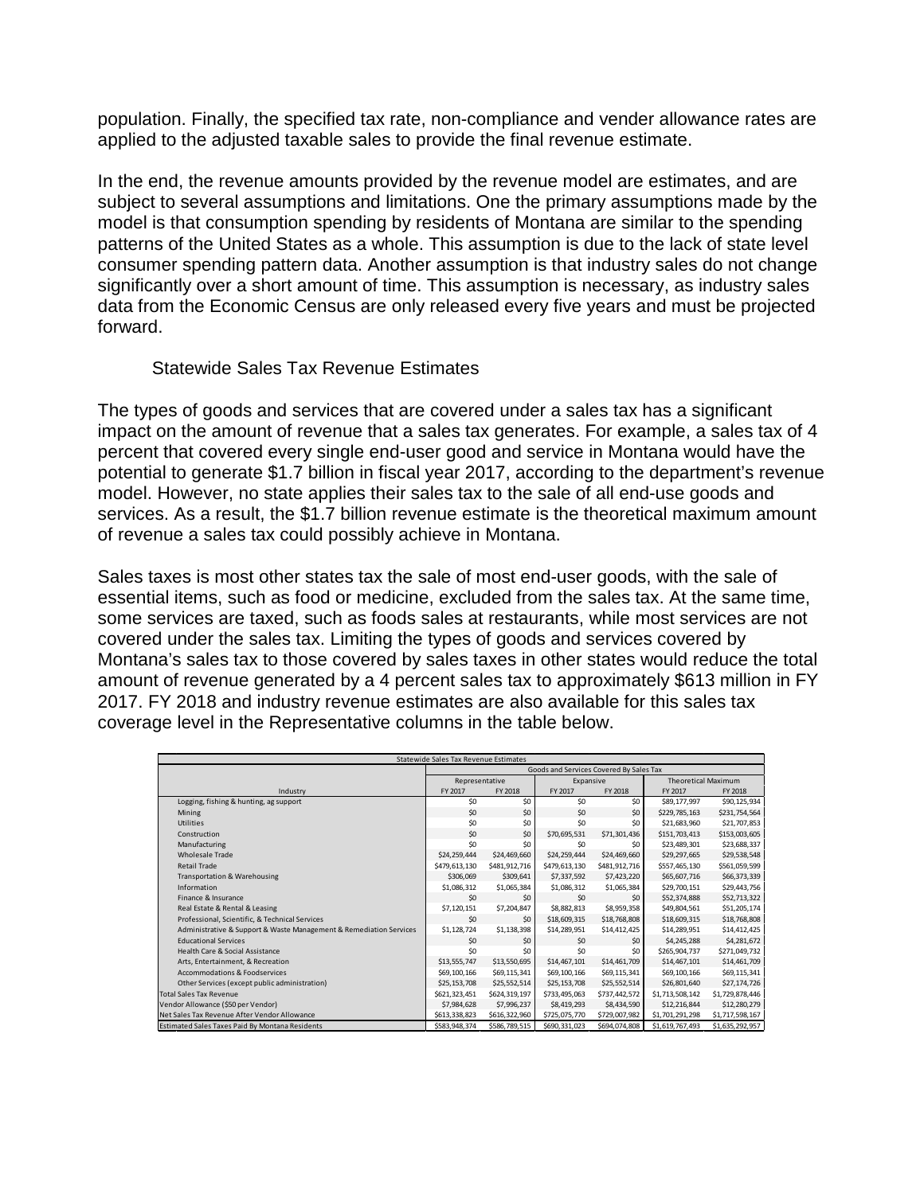population. Finally, the specified tax rate, non-compliance and vender allowance rates are applied to the adjusted taxable sales to provide the final revenue estimate.

In the end, the revenue amounts provided by the revenue model are estimates, and are subject to several assumptions and limitations. One the primary assumptions made by the model is that consumption spending by residents of Montana are similar to the spending patterns of the United States as a whole. This assumption is due to the lack of state level consumer spending pattern data. Another assumption is that industry sales do not change significantly over a short amount of time. This assumption is necessary, as industry sales data from the Economic Census are only released every five years and must be projected forward.

## Statewide Sales Tax Revenue Estimates

The types of goods and services that are covered under a sales tax has a significant impact on the amount of revenue that a sales tax generates. For example, a sales tax of 4 percent that covered every single end-user good and service in Montana would have the potential to generate $1.7 billion in fiscal year 2017, according to the department's revenue model. However, no state applies their sales tax to the sale of all end-use goods and services. As a result, the $1.7 billion revenue estimate is the theoretical maximum amount of revenue a sales tax could possibly achieve in Montana.

Sales taxes is most other states tax the sale of most end-user goods, with the sale of essential items, such as food or medicine, excluded from the sales tax. At the same time, some services are taxed, such as foods sales at restaurants, while most services are not covered under the sales tax. Limiting the types of goods and services covered by Montana's sales tax to those covered by sales taxes in other states would reduce the total amount of revenue generated by a 4 percent sales tax to approximately $613 million in FY 2017. FY 2018 and industry revenue estimates are also available for this sales tax coverage level in the Representative columns in the table below.

| Statewide Sales Tax Revenue Estimates | | | | | | |
|---|---|---|---|---|---|---|
| | Goods and Services Covered By Sales Tax | | | | | |
| | Representative | | Expansive | | Theoretical Maximum | |
| Industry | FY 2017 | FY 2018 | FY 2017 | FY 2018 | FY 2017 | FY 2018 |
| Logging, fishing & hunting, ag support | $0 | $0 | $0 | $0 | $89,177,997 | $90,125,934 |
| Mining | $0 | $0 | $0 | $0 | $229,785,163 | $231,754,564 |
| Utilities | $0 | $0 | $0 | $0 | $21,683,960 | $21,707,853 |
| Construction | $0 | $0 | $70,695,531 | $71,301,436 | $151,703,413 | $153,003,605 |
| Manufacturing | $0 | $0 | $0 | $0 | $23,489,301 | $23,688,337 |
| Wholesale Trade | $24,259,444 | $24,469,660 | $24,259,444 | $24,469,660 | $29,297,665 | $29,538,548 |
| Retail Trade | $479,613,130 | $481,912,716 | $479,613,130 | $481,912,716 | $557,465,130 | $561,059,599 |
| Transportation & Warehousing | $306,069 | $309,641 | $7,337,592 | $7,423,220 | $65,607,716 | $66,373,339 |
| Information | $1,086,312 | $1,065,384 | $1,086,312 | $1,065,384 | $29,700,151 | $29,443,756 |
| Finance & Insurance | $0 | $0 | $0 | $0 | $52,374,888 | $52,713,322 |
| Real Estate & Rental & Leasing | $7,120,151 | $7,204,847 | $8,882,813 | $8,959,358 | $49,804,561 | $51,205,174 |
| Professional, Scientific, & Technical Services | $0 | $0 | $18,609,315 | $18,768,808 | $18,609,315 | $18,768,808 |
| Administrative & Support & Waste Management & Remediation Services | $1,128,724 | $1,138,398 | $14,289,951 | $14,412,425 | $14,289,951 | $14,412,425 |
| Educational Services | $0 | $0 | $0 | $0 | $4,245,288 | $4,281,672 |
| Health Care & Social Assistance | $0 | $0 | $0 | $0 | $265,904,737 | $271,049,732 |
| Arts, Entertainment, & Recreation | $13,555,747 | $13,550,695 | $14,467,101 | $14,461,709 | $14,467,101 | $14,461,709 |
| Accommodations & Foodservices | $69,100,166 | $69,115,341 | $69,100,166 | $69,115,341 | $69,100,166 | $69,115,341 |
| Other Services (except public administration) | $25,153,708 | $25,552,514 | $25,153,708 | $25,552,514 | $26,801,640 | $27,174,726 |
| Total Sales Tax Revenue | $621,323,451 | $624,319,197 | $733,495,063 | $737,442,572 | $1,713,508,142 | $1,729,878,446 |
| Vendor Allowance ($50 per Vendor) | $7,984,628 | $7,996,237 | $8,419,293 | $8,434,590 | $12,216,844 | $12,280,279 |
| Net Sales Tax Revenue After Vendor Allowance | $613,338,823 | $616,322,960 | $725,075,770 | $729,007,982 | $1,701,291,298 | $1,717,598,167 |
| Estimated Sales Taxes Paid By Montana Residents | $583,948,374 | $586,789,515 | $690,331,023 | $694,074,808 | $1,619,767,493 | $1,635,292,957 |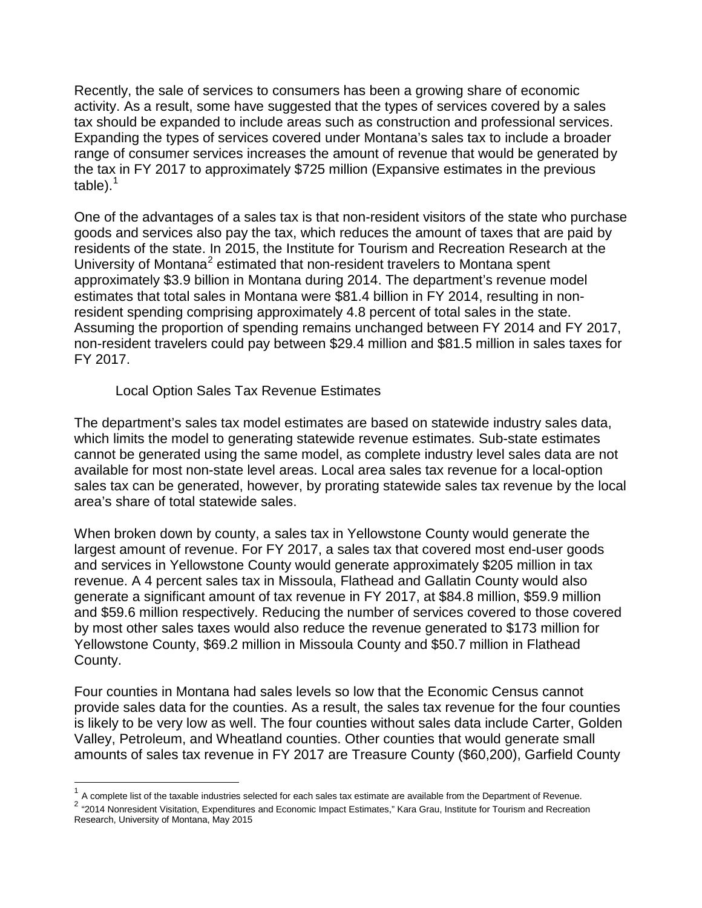Recently, the sale of services to consumers has been a growing share of economic activity. As a result, some have suggested that the types of services covered by a sales tax should be expanded to include areas such as construction and professional services. Expanding the types of services covered under Montana's sales tax to include a broader range of consumer services increases the amount of revenue that would be generated by the tax in FY 2017 to approximately $725 million (Expansive estimates in the previous table).[1]

One of the advantages of a sales tax is that non-resident visitors of the state who purchase goods and services also pay the tax, which reduces the amount of taxes that are paid by residents of the state. In 2015, the Institute for Tourism and Recreation Research at the University of Montana[2] estimated that non-resident travelers to Montana spent approximately $3.9 billion in Montana during 2014. The department's revenue model estimates that total sales in Montana were $81.4 billion in FY 2014, resulting in non-resident spending comprising approximately 4.8 percent of total sales in the state. Assuming the proportion of spending remains unchanged between FY 2014 and FY 2017, non-resident travelers could pay between $29.4 million and $81.5 million in sales taxes for FY 2017.

### Local Option Sales Tax Revenue Estimates

The department's sales tax model estimates are based on statewide industry sales data, which limits the model to generating statewide revenue estimates. Sub-state estimates cannot be generated using the same model, as complete industry level sales data are not available for most non-state level areas. Local area sales tax revenue for a local-option sales tax can be generated, however, by prorating statewide sales tax revenue by the local area's share of total statewide sales.

When broken down by county, a sales tax in Yellowstone County would generate the largest amount of revenue. For FY 2017, a sales tax that covered most end-user goods and services in Yellowstone County would generate approximately $205 million in tax revenue. A 4 percent sales tax in Missoula, Flathead and Gallatin County would also generate a significant amount of tax revenue in FY 2017, at $84.8 million, $59.9 million and $59.6 million respectively. Reducing the number of services covered to those covered by most other sales taxes would also reduce the revenue generated to $173 million for Yellowstone County, $69.2 million in Missoula County and $50.7 million in Flathead County.

Four counties in Montana had sales levels so low that the Economic Census cannot provide sales data for the counties. As a result, the sales tax revenue for the four counties is likely to be very low as well. The four counties without sales data include Carter, Golden Valley, Petroleum, and Wheatland counties. Other counties that would generate small amounts of sales tax revenue in FY 2017 are Treasure County ($60,200), Garfield County

[1] A complete list of the taxable industries selected for each sales tax estimate are available from the Department of Revenue.

[2] "2014 Nonresident Visitation, Expenditures and Economic Impact Estimates," Kara Grau, Institute for Tourism and Recreation Research, University of Montana, May 2015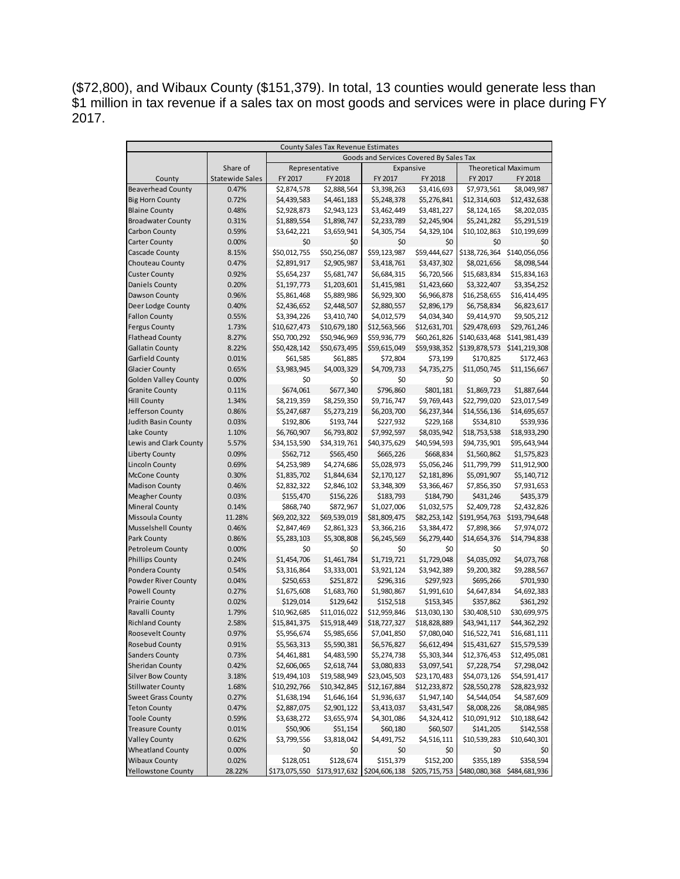($72,800), and Wibaux County ($151,379). In total, 13 counties would generate less than $1 million in tax revenue if a sales tax on most goods and services were in place during FY 2017.

| County Sales Tax Revenue Estimates | | | | | | | |
|---|---|---|---|---|---|---|---|
| | | Goods and Services Covered By Sales Tax | | | | | |
| | Share of | Representative | | Expansive | | Theoretical Maximum | |
| County | Statewide Sales | FY 2017 | FY 2018 | FY 2017 | FY 2018 | FY 2017 | FY 2018 |
| Beaverhead County | 0.47% | $2,874,578 | $2,888,564 | $3,398,263 | $3,416,693 | $7,973,561 | $8,049,987 |
| Big Horn County | 0.72% | $4,439,583 | $4,461,183 | $5,248,378 | $5,276,841 | $12,314,603 | $12,432,638 |
| Blaine County | 0.48% | $2,928,873 | $2,943,123 | $3,462,449 | $3,481,227 | $8,124,165 | $8,202,035 |
| Broadwater County | 0.31% | $1,889,554 | $1,898,747 | $2,233,789 | $2,245,904 | $5,241,282 | $5,291,519 |
| Carbon County | 0.59% | $3,642,221 | $3,659,941 | $4,305,754 | $4,329,104 | $10,102,863 | $10,199,699 |
| Carter County | 0.00% | $0 | $0 | $0 | $0 | $0 | $0 |
| Cascade County | 8.15% | $50,012,755 | $50,256,087 | $59,123,987 | $59,444,627 | $138,726,364 | $140,056,056 |
| Chouteau County | 0.47% | $2,891,917 | $2,905,987 | $3,418,761 | $3,437,302 | $8,021,656 | $8,098,544 |
| Custer County | 0.92% | $5,654,237 | $5,681,747 | $6,684,315 | $6,720,566 | $15,683,834 | $15,834,163 |
| Daniels County | 0.20% | $1,197,773 | $1,203,601 | $1,415,981 | $1,423,660 | $3,322,407 | $3,354,252 |
| Dawson County | 0.96% | $5,861,468 | $5,889,986 | $6,929,300 | $6,966,878 | $16,258,655 | $16,414,495 |
| Deer Lodge County | 0.40% | $2,436,652 | $2,448,507 | $2,880,557 | $2,896,179 | $6,758,834 | $6,823,617 |
| Fallon County | 0.55% | $3,394,226 | $3,410,740 | $4,012,579 | $4,034,340 | $9,414,970 | $9,505,212 |
| Fergus County | 1.73% | $10,627,473 | $10,679,180 | $12,563,566 | $12,631,701 | $29,478,693 | $29,761,246 |
| Flathead County | 8.27% | $50,700,292 | $50,946,969 | $59,936,779 | $60,261,826 | $140,633,468 | $141,981,439 |
| Gallatin County | 8.22% | $50,428,142 | $50,673,495 | $59,615,049 | $59,938,352 | $139,878,573 | $141,219,308 |
| Garfield County | 0.01% | $61,585 | $61,885 | $72,804 | $73,199 | $170,825 | $172,463 |
| Glacier County | 0.65% | $3,983,945 | $4,003,329 | $4,709,733 | $4,735,275 | $11,050,745 | $11,156,667 |
| Golden Valley County | 0.00% | $0 | $0 | $0 | $0 | $0 | $0 |
| Granite County | 0.11% | $674,061 | $677,340 | $796,860 | $801,181 | $1,869,723 | $1,887,644 |
| Hill County | 1.34% | $8,219,359 | $8,259,350 | $9,716,747 | $9,769,443 | $22,799,020 | $23,017,549 |
| Jefferson County | 0.86% | $5,247,687 | $5,273,219 | $6,203,700 | $6,237,344 | $14,556,136 | $14,695,657 |
| Judith Basin County | 0.03% | $192,806 | $193,744 | $227,932 | $229,168 | $534,810 | $539,936 |
| Lake County | 1.10% | $6,760,907 | $6,793,802 | $7,992,597 | $8,035,942 | $18,753,538 | $18,933,290 |
| Lewis and Clark County | 5.57% | $34,153,590 | $34,319,761 | $40,375,629 | $40,594,593 | $94,735,901 | $95,643,944 |
| Liberty County | 0.09% | $562,712 | $565,450 | $665,226 | $668,834 | $1,560,862 | $1,575,823 |
| Lincoln County | 0.69% | $4,253,989 | $4,274,686 | $5,028,973 | $5,056,246 | $11,799,799 | $11,912,900 |
| McCone County | 0.30% | $1,835,702 | $1,844,634 | $2,170,127 | $2,181,896 | $5,091,907 | $5,140,712 |
| Madison County | 0.46% | $2,832,322 | $2,846,102 | $3,348,309 | $3,366,467 | $7,856,350 | $7,931,653 |
| Meagher County | 0.03% | $155,470 | $156,226 | $183,793 | $184,790 | $431,246 | $435,379 |
| Mineral County | 0.14% | $868,740 | $872,967 | $1,027,006 | $1,032,575 | $2,409,728 | $2,432,826 |
| Missoula County | 11.28% | $69,202,322 | $69,539,019 | $81,809,475 | $82,253,142 | $191,954,763 | $193,794,648 |
| Musselshell County | 0.46% | $2,847,469 | $2,861,323 | $3,366,216 | $3,384,472 | $7,898,366 | $7,974,072 |
| Park County | 0.86% | $5,283,103 | $5,308,808 | $6,245,569 | $6,279,440 | $14,654,376 | $14,794,838 |
| Petroleum County | 0.00% | $0 | $0 | $0 | $0 | $0 | $0 |
| Phillips County | 0.24% | $1,454,706 | $1,461,784 | $1,719,721 | $1,729,048 | $4,035,092 | $4,073,768 |
| Pondera County | 0.54% | $3,316,864 | $3,333,001 | $3,921,124 | $3,942,389 | $9,200,382 | $9,288,567 |
| Powder River County | 0.04% | $250,653 | $251,872 | $296,316 | $297,923 | $695,266 | $701,930 |
| Powell County | 0.27% | $1,675,608 | $1,683,760 | $1,980,867 | $1,991,610 | $4,647,834 | $4,692,383 |
| Prairie County | 0.02% | $129,014 | $129,642 | $152,518 | $153,345 | $357,862 | $361,292 |
| Ravalli County | 1.79% | $10,962,685 | $11,016,022 | $12,959,846 | $13,030,130 | $30,408,510 | $30,699,975 |
| Richland County | 2.58% | $15,841,375 | $15,918,449 | $18,727,327 | $18,828,889 | $43,941,117 | $44,362,292 |
| Roosevelt County | 0.97% | $5,956,674 | $5,985,656 | $7,041,850 | $7,080,040 | $16,522,741 | $16,681,111 |
| Rosebud County | 0.91% | $5,563,313 | $5,590,381 | $6,576,827 | $6,612,494 | $15,431,627 | $15,579,539 |
| Sanders County | 0.73% | $4,461,881 | $4,483,590 | $5,274,738 | $5,303,344 | $12,376,453 | $12,495,081 |
| Sheridan County | 0.42% | $2,606,065 | $2,618,744 | $3,080,833 | $3,097,541 | $7,228,754 | $7,298,042 |
| Silver Bow County | 3.18% | $19,494,103 | $19,588,949 | $23,045,503 | $23,170,483 | $54,073,126 | $54,591,417 |
| Stillwater County | 1.68% | $10,292,766 | $10,342,845 | $12,167,884 | $12,233,872 | $28,550,278 | $28,823,932 |
| Sweet Grass County | 0.27% | $1,638,194 | $1,646,164 | $1,936,637 | $1,947,140 | $4,544,054 | $4,587,609 |
| Teton County | 0.47% | $2,887,075 | $2,901,122 | $3,413,037 | $3,431,547 | $8,008,226 | $8,084,985 |
| Toole County | 0.59% | $3,638,272 | $3,655,974 | $4,301,086 | $4,324,412 | $10,091,912 | $10,188,642 |
| Treasure County | 0.01% | $50,906 | $51,154 | $60,180 | $60,507 | $141,205 | $142,558 |
| Valley County | 0.62% | $3,799,556 | $3,818,042 | $4,491,752 | $4,516,111 | $10,539,283 | $10,640,301 |
| Wheatland County | 0.00% | $0 | $0 | $0 | $0 | $0 | $0 |
| Wibaux County | 0.02% | $128,051 | $128,674 | $151,379 | $152,200 | $355,189 | $358,594 |
| Yellowstone County | 28.22% | $173,075,550 | $173,917,632 | $204,606,138 | $205,715,753 | $480,080,368 | $484,681,936 |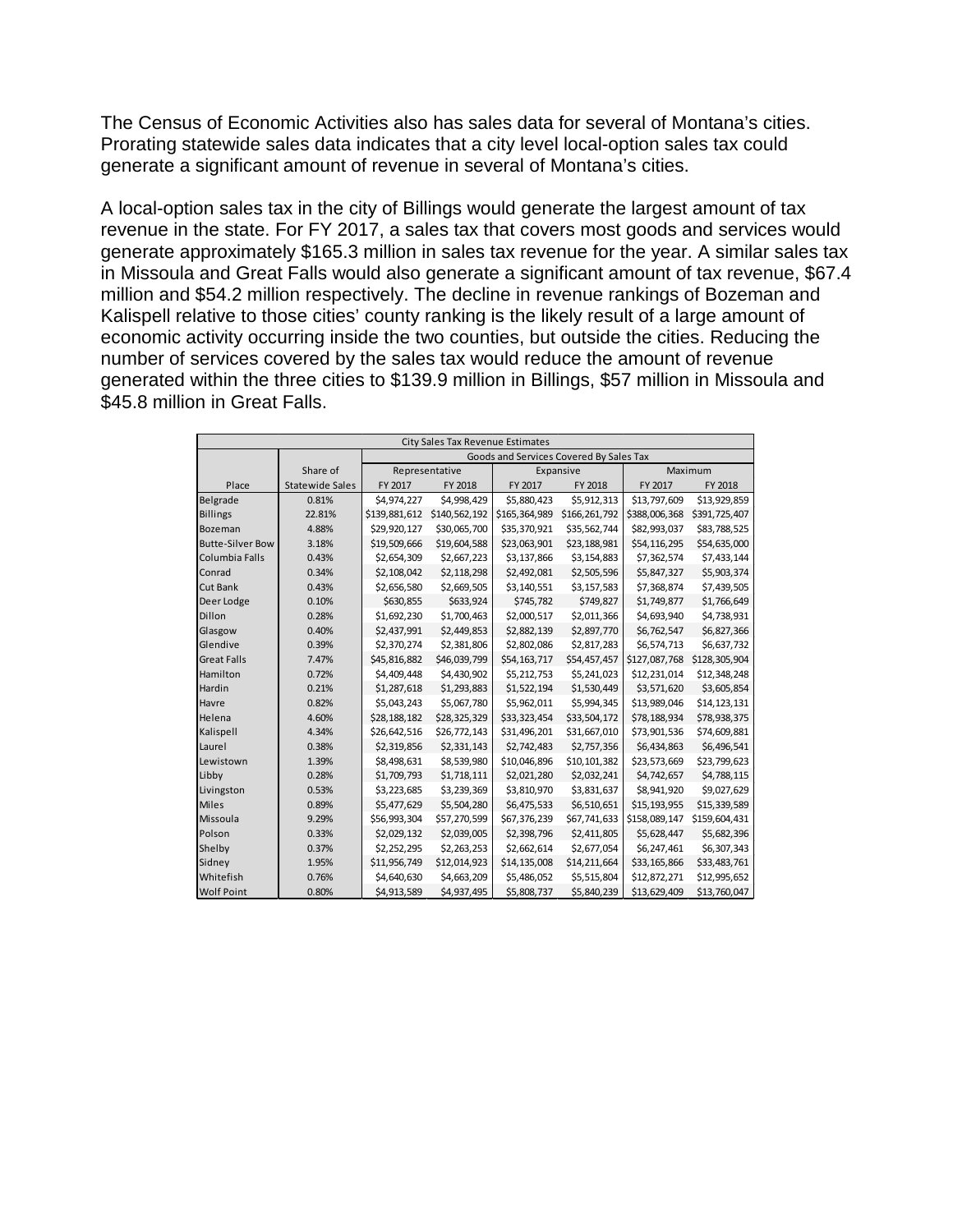The Census of Economic Activities also has sales data for several of Montana's cities. Prorating statewide sales data indicates that a city level local-option sales tax could generate a significant amount of revenue in several of Montana's cities.

A local-option sales tax in the city of Billings would generate the largest amount of tax revenue in the state. For FY 2017, a sales tax that covers most goods and services would generate approximately $165.3 million in sales tax revenue for the year. A similar sales tax in Missoula and Great Falls would also generate a significant amount of tax revenue, $67.4 million and $54.2 million respectively. The decline in revenue rankings of Bozeman and Kalispell relative to those cities' county ranking is the likely result of a large amount of economic activity occurring inside the two counties, but outside the cities. Reducing the number of services covered by the sales tax would reduce the amount of revenue generated within the three cities to $139.9 million in Billings, $57 million in Missoula and $45.8 million in Great Falls.

| City Sales Tax Revenue Estimates | | | | | | | |
|---|---|---|---|---|---|---|---|
| | | Goods and Services Covered By Sales Tax | | | | | |
| | Share of | Representative | | Expansive | | Maximum | |
| Place | Statewide Sales | FY 2017 | FY 2018 | FY 2017 | FY 2018 | FY 2017 | FY 2018 |
| Belgrade | 0.81% | $4,974,227 | $4,998,429 | $5,880,423 | $5,912,313 | $13,797,609 | $13,929,859 |
| Billings | 22.81% | $139,881,612 | $140,562,192 | $165,364,989 | $166,261,792 | $388,006,368 | $391,725,407 |
| Bozeman | 4.88% | $29,920,127 | $30,065,700 | $35,370,921 | $35,562,744 | $82,993,037 | $83,788,525 |
| Butte-Silver Bow | 3.18% | $19,509,666 | $19,604,588 | $23,063,901 | $23,188,981 | $54,116,295 | $54,635,000 |
| Columbia Falls | 0.43% | $2,654,309 | $2,667,223 | $3,137,866 | $3,154,883 | $7,362,574 | $7,433,144 |
| Conrad | 0.34% | $2,108,042 | $2,118,298 | $2,492,081 | $2,505,596 | $5,847,327 | $5,903,374 |
| Cut Bank | 0.43% | $2,656,580 | $2,669,505 | $3,140,551 | $3,157,583 | $7,368,874 | $7,439,505 |
| Deer Lodge | 0.10% | $630,855 | $633,924 | $745,782 | $749,827 | $1,749,877 | $1,766,649 |
| Dillon | 0.28% | $1,692,230 | $1,700,463 | $2,000,517 | $2,011,366 | $4,693,940 | $4,738,931 |
| Glasgow | 0.40% | $2,437,991 | $2,449,853 | $2,882,139 | $2,897,770 | $6,762,547 | $6,827,366 |
| Glendive | 0.39% | $2,370,274 | $2,381,806 | $2,802,086 | $2,817,283 | $6,574,713 | $6,637,732 |
| Great Falls | 7.47% | $45,816,882 | $46,039,799 | $54,163,717 | $54,457,457 | $127,087,768 | $128,305,904 |
| Hamilton | 0.72% | $4,409,448 | $4,430,902 | $5,212,753 | $5,241,023 | $12,231,014 | $12,348,248 |
| Hardin | 0.21% | $1,287,618 | $1,293,883 | $1,522,194 | $1,530,449 | $3,571,620 | $3,605,854 |
| Havre | 0.82% | $5,043,243 | $5,067,780 | $5,962,011 | $5,994,345 | $13,989,046 | $14,123,131 |
| Helena | 4.60% | $28,188,182 | $28,325,329 | $33,323,454 | $33,504,172 | $78,188,934 | $78,938,375 |
| Kalispell | 4.34% | $26,642,516 | $26,772,143 | $31,496,201 | $31,667,010 | $73,901,536 | $74,609,881 |
| Laurel | 0.38% | $2,319,856 | $2,331,143 | $2,742,483 | $2,757,356 | $6,434,863 | $6,496,541 |
| Lewistown | 1.39% | $8,498,631 | $8,539,980 | $10,046,896 | $10,101,382 | $23,573,669 | $23,799,623 |
| Libby | 0.28% | $1,709,793 | $1,718,111 | $2,021,280 | $2,032,241 | $4,742,657 | $4,788,115 |
| Livingston | 0.53% | $3,223,685 | $3,239,369 | $3,810,970 | $3,831,637 | $8,941,920 | $9,027,629 |
| Miles | 0.89% | $5,477,629 | $5,504,280 | $6,475,533 | $6,510,651 | $15,193,955 | $15,339,589 |
| Missoula | 9.29% | $56,993,304 | $57,270,599 | $67,376,239 | $67,741,633 | $158,089,147 | $159,604,431 |
| Polson | 0.33% | $2,029,132 | $2,039,005 | $2,398,796 | $2,411,805 | $5,628,447 | $5,682,396 |
| Shelby | 0.37% | $2,252,295 | $2,263,253 | $2,662,614 | $2,677,054 | $6,247,461 | $6,307,343 |
| Sidney | 1.95% | $11,956,749 | $12,014,923 | $14,135,008 | $14,211,664 | $33,165,866 | $33,483,761 |
| Whitefish | 0.76% | $4,640,630 | $4,663,209 | $5,486,052 | $5,515,804 | $12,872,271 | $12,995,652 |
| Wolf Point | 0.80% | $4,913,589 | $4,937,495 | $5,808,737 | $5,840,239 | $13,629,409 | $13,760,047 |